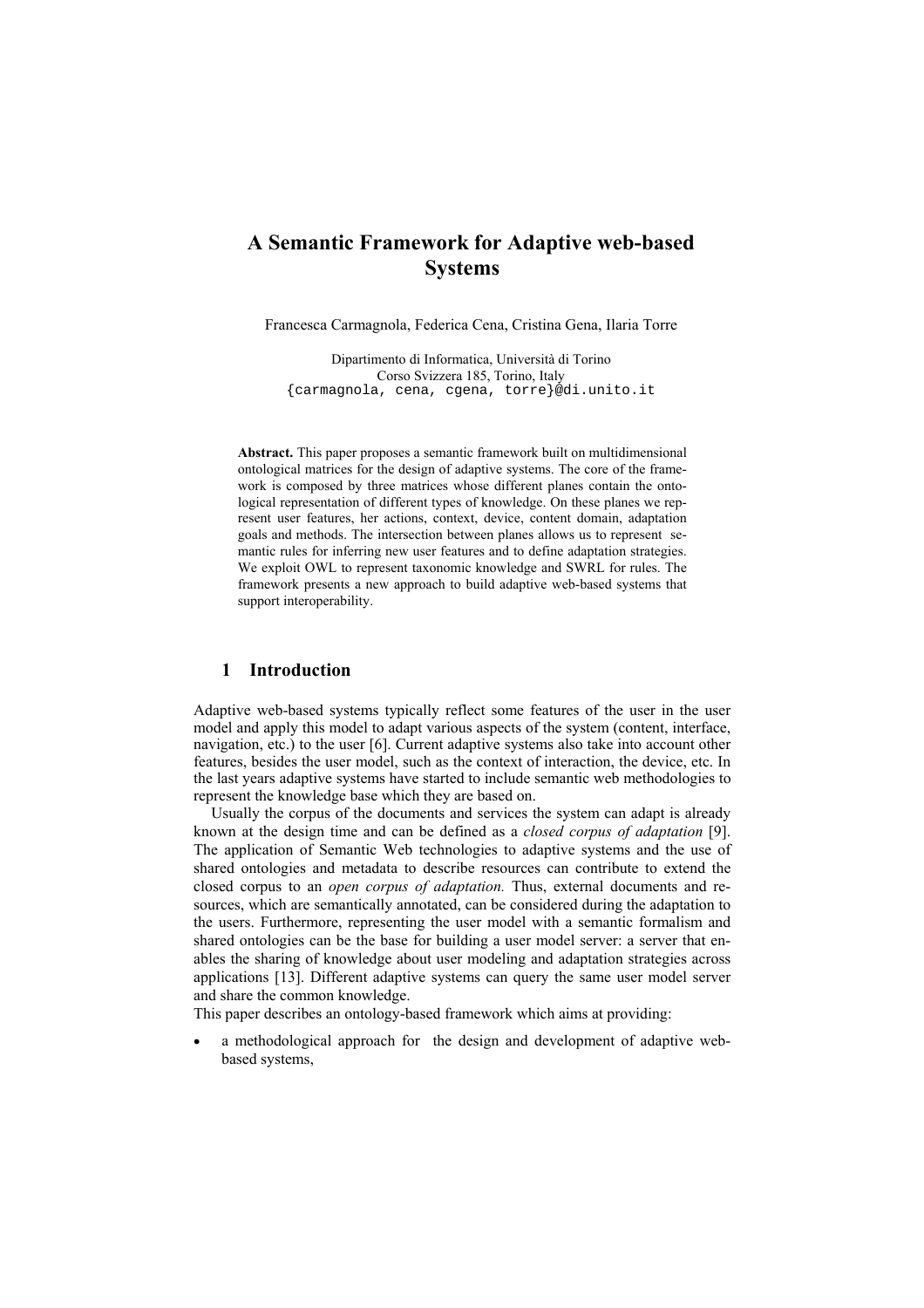# A Semantic Framework for Adaptive web-based Systems

Francesca Carmagnola, Federica Cena, Cristina Gena, Ilaria Torre

Dipartimento di Informatica, Università di Torino
Corso Svizzera 185, Torino, Italy
{carmagnola, cena, cgena, torre}@di.unito.it

**Abstract.** This paper proposes a semantic framework built on multidimensional ontological matrices for the design of adaptive systems. The core of the framework is composed by three matrices whose different planes contain the ontological representation of different types of knowledge. On these planes we represent user features, her actions, context, device, content domain, adaptation goals and methods. The intersection between planes allows us to represent semantic rules for inferring new user features and to define adaptation strategies. We exploit OWL to represent taxonomic knowledge and SWRL for rules. The framework presents a new approach to build adaptive web-based systems that support interoperability.

## 1 Introduction

Adaptive web-based systems typically reflect some features of the user in the user model and apply this model to adapt various aspects of the system (content, interface, navigation, etc.) to the user [6]. Current adaptive systems also take into account other features, besides the user model, such as the context of interaction, the device, etc. In the last years adaptive systems have started to include semantic web methodologies to represent the knowledge base which they are based on.

Usually the corpus of the documents and services the system can adapt is already known at the design time and can be defined as a *closed corpus of adaptation* [9]. The application of Semantic Web technologies to adaptive systems and the use of shared ontologies and metadata to describe resources can contribute to extend the closed corpus to an *open corpus of adaptation.* Thus, external documents and resources, which are semantically annotated, can be considered during the adaptation to the users. Furthermore, representing the user model with a semantic formalism and shared ontologies can be the base for building a user model server: a server that enables the sharing of knowledge about user modeling and adaptation strategies across applications [13]. Different adaptive systems can query the same user model server and share the common knowledge.

This paper describes an ontology-based framework which aims at providing:

- a methodological approach for the design and development of adaptive web-based systems,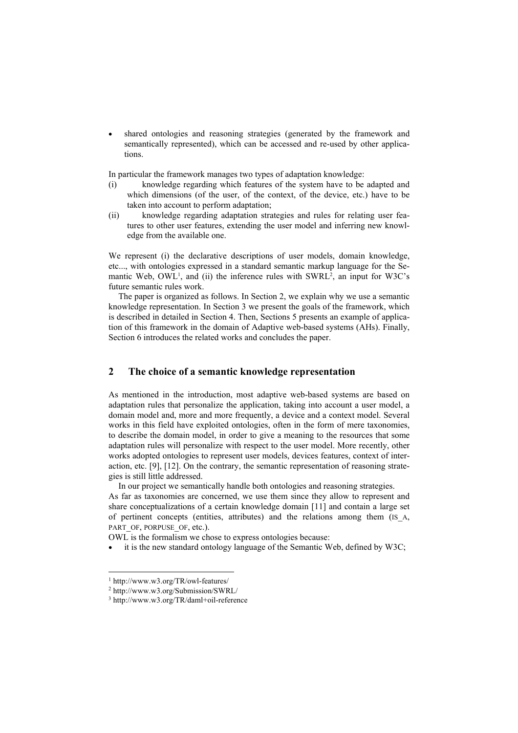- shared ontologies and reasoning strategies (generated by the framework and semantically represented), which can be accessed and re-used by other applications.

In particular the framework manages two types of adaptation knowledge:

(i) knowledge regarding which features of the system have to be adapted and which dimensions (of the user, of the context, of the device, etc.) have to be taken into account to perform adaptation;

(ii) knowledge regarding adaptation strategies and rules for relating user features to other user features, extending the user model and inferring new knowledge from the available one.

We represent (i) the declarative descriptions of user models, domain knowledge, etc..., with ontologies expressed in a standard semantic markup language for the Semantic Web, OWL[1], and (ii) the inference rules with SWRL[2], an input for W3C's future semantic rules work.

The paper is organized as follows. In Section 2, we explain why we use a semantic knowledge representation. In Section 3 we present the goals of the framework, which is described in detailed in Section 4. Then, Sections 5 presents an example of application of this framework in the domain of Adaptive web-based systems (AHs). Finally, Section 6 introduces the related works and concludes the paper.

## 2 The choice of a semantic knowledge representation

As mentioned in the introduction, most adaptive web-based systems are based on adaptation rules that personalize the application, taking into account a user model, a domain model and, more and more frequently, a device and a context model. Several works in this field have exploited ontologies, often in the form of mere taxonomies, to describe the domain model, in order to give a meaning to the resources that some adaptation rules will personalize with respect to the user model. More recently, other works adopted ontologies to represent user models, devices features, context of interaction, etc. [9], [12]. On the contrary, the semantic representation of reasoning strategies is still little addressed.

In our project we semantically handle both ontologies and reasoning strategies.

As far as taxonomies are concerned, we use them since they allow to represent and share conceptualizations of a certain knowledge domain [11] and contain a large set of pertinent concepts (entities, attributes) and the relations among them (IS_A, PART_OF, PORPUSE_OF, etc.).

OWL is the formalism we chose to express ontologies because:

- it is the new standard ontology language of the Semantic Web, defined by W3C;

---

[1] http://www.w3.org/TR/owl-features/

[2] http://www.w3.org/Submission/SWRL/

[3] http://www.w3.org/TR/daml+oil-reference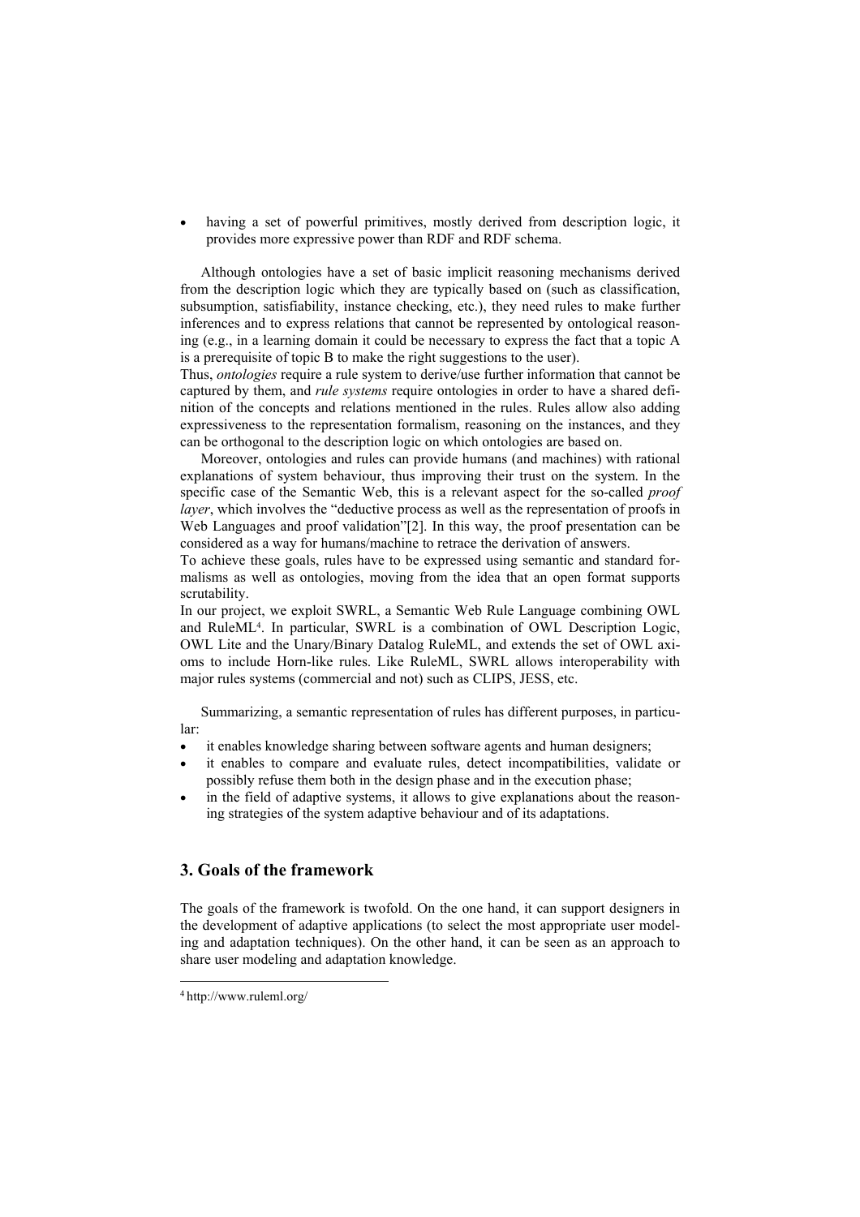- having a set of powerful primitives, mostly derived from description logic, it provides more expressive power than RDF and RDF schema.

Although ontologies have a set of basic implicit reasoning mechanisms derived from the description logic which they are typically based on (such as classification, subsumption, satisfiability, instance checking, etc.), they need rules to make further inferences and to express relations that cannot be represented by ontological reasoning (e.g., in a learning domain it could be necessary to express the fact that a topic A is a prerequisite of topic B to make the right suggestions to the user).

Thus, *ontologies* require a rule system to derive/use further information that cannot be captured by them, and *rule systems* require ontologies in order to have a shared definition of the concepts and relations mentioned in the rules. Rules allow also adding expressiveness to the representation formalism, reasoning on the instances, and they can be orthogonal to the description logic on which ontologies are based on.

Moreover, ontologies and rules can provide humans (and machines) with rational explanations of system behaviour, thus improving their trust on the system. In the specific case of the Semantic Web, this is a relevant aspect for the so-called *proof layer*, which involves the "deductive process as well as the representation of proofs in Web Languages and proof validation"[2]. In this way, the proof presentation can be considered as a way for humans/machine to retrace the derivation of answers.

To achieve these goals, rules have to be expressed using semantic and standard formalisms as well as ontologies, moving from the idea that an open format supports scrutability.

In our project, we exploit SWRL, a Semantic Web Rule Language combining OWL and RuleML[4]. In particular, SWRL is a combination of OWL Description Logic, OWL Lite and the Unary/Binary Datalog RuleML, and extends the set of OWL axioms to include Horn-like rules. Like RuleML, SWRL allows interoperability with major rules systems (commercial and not) such as CLIPS, JESS, etc.

Summarizing, a semantic representation of rules has different purposes, in particular:

- it enables knowledge sharing between software agents and human designers;
- it enables to compare and evaluate rules, detect incompatibilities, validate or possibly refuse them both in the design phase and in the execution phase;
- in the field of adaptive systems, it allows to give explanations about the reasoning strategies of the system adaptive behaviour and of its adaptations.

## 3. Goals of the framework

The goals of the framework is twofold. On the one hand, it can support designers in the development of adaptive applications (to select the most appropriate user modeling and adaptation techniques). On the other hand, it can be seen as an approach to share user modeling and adaptation knowledge.

[4] http://www.ruleml.org/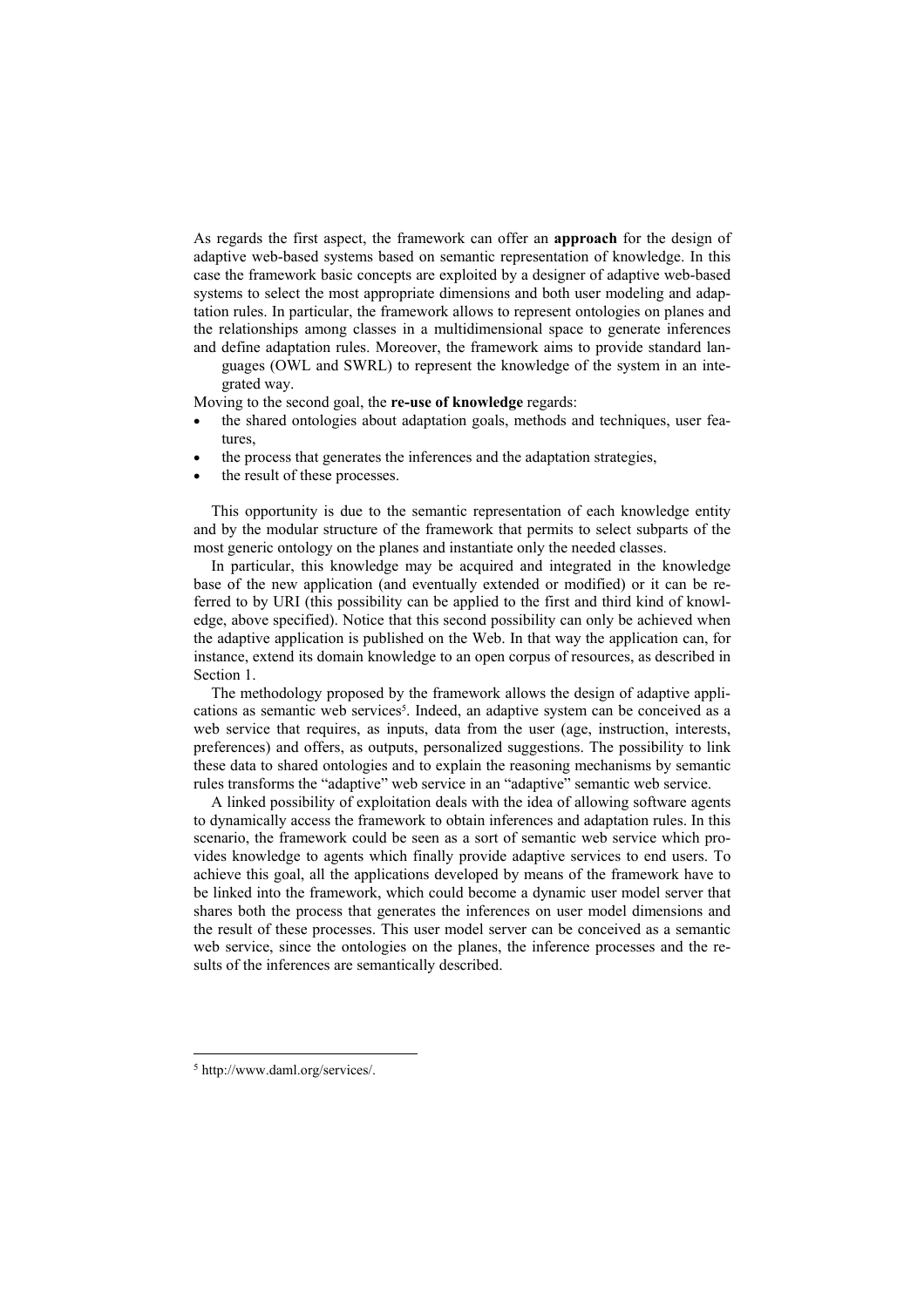As regards the first aspect, the framework can offer an **approach** for the design of adaptive web-based systems based on semantic representation of knowledge. In this case the framework basic concepts are exploited by a designer of adaptive web-based systems to select the most appropriate dimensions and both user modeling and adaptation rules. In particular, the framework allows to represent ontologies on planes and the relationships among classes in a multidimensional space to generate inferences and define adaptation rules. Moreover, the framework aims to provide standard languages (OWL and SWRL) to represent the knowledge of the system in an integrated way.

Moving to the second goal, the **re-use of knowledge** regards:

- the shared ontologies about adaptation goals, methods and techniques, user features,
- the process that generates the inferences and the adaptation strategies,
- the result of these processes.

This opportunity is due to the semantic representation of each knowledge entity and by the modular structure of the framework that permits to select subparts of the most generic ontology on the planes and instantiate only the needed classes.

In particular, this knowledge may be acquired and integrated in the knowledge base of the new application (and eventually extended or modified) or it can be referred to by URI (this possibility can be applied to the first and third kind of knowledge, above specified). Notice that this second possibility can only be achieved when the adaptive application is published on the Web. In that way the application can, for instance, extend its domain knowledge to an open corpus of resources, as described in Section 1.

The methodology proposed by the framework allows the design of adaptive applications as semantic web services[5]. Indeed, an adaptive system can be conceived as a web service that requires, as inputs, data from the user (age, instruction, interests, preferences) and offers, as outputs, personalized suggestions. The possibility to link these data to shared ontologies and to explain the reasoning mechanisms by semantic rules transforms the "adaptive" web service in an "adaptive" semantic web service.

A linked possibility of exploitation deals with the idea of allowing software agents to dynamically access the framework to obtain inferences and adaptation rules. In this scenario, the framework could be seen as a sort of semantic web service which provides knowledge to agents which finally provide adaptive services to end users. To achieve this goal, all the applications developed by means of the framework have to be linked into the framework, which could become a dynamic user model server that shares both the process that generates the inferences on user model dimensions and the result of these processes. This user model server can be conceived as a semantic web service, since the ontologies on the planes, the inference processes and the results of the inferences are semantically described.

[5] http://www.daml.org/services/.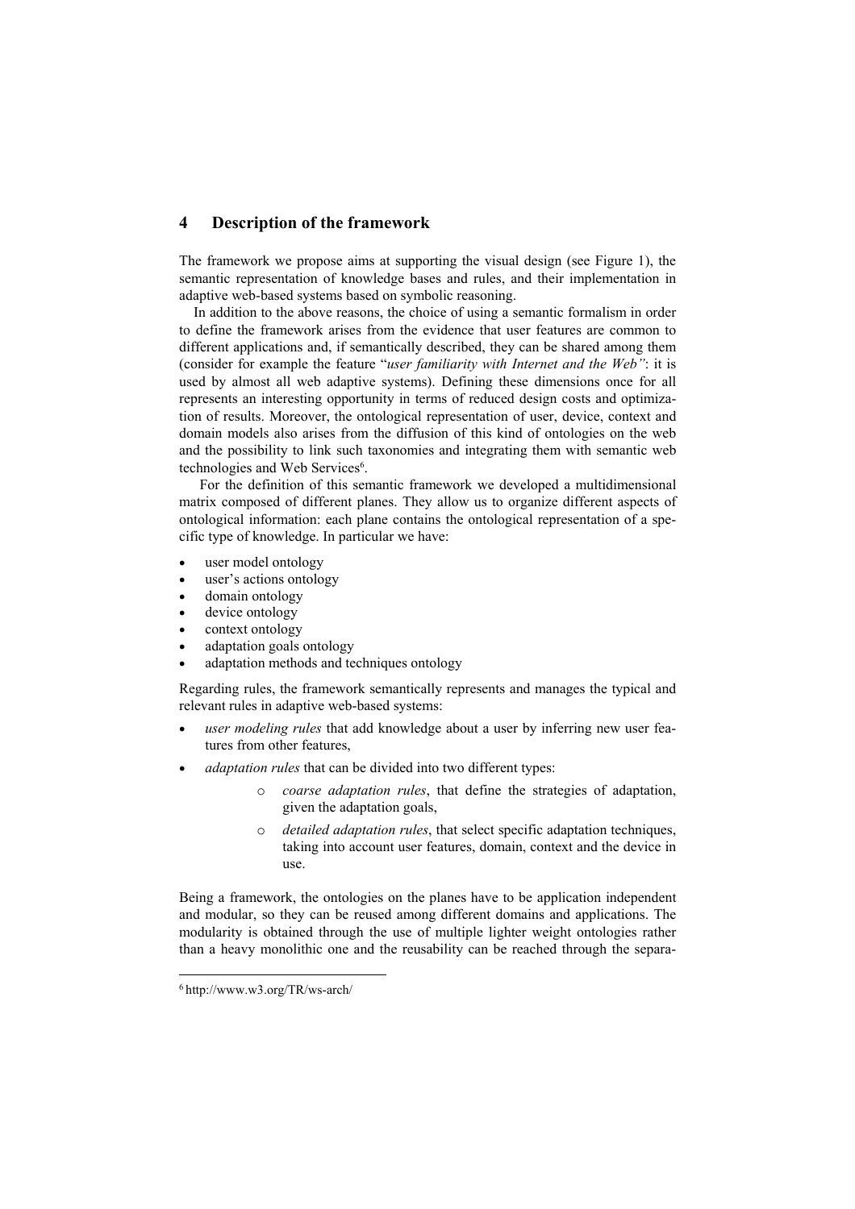## 4 Description of the framework

The framework we propose aims at supporting the visual design (see Figure 1), the semantic representation of knowledge bases and rules, and their implementation in adaptive web-based systems based on symbolic reasoning.

In addition to the above reasons, the choice of using a semantic formalism in order to define the framework arises from the evidence that user features are common to different applications and, if semantically described, they can be shared among them (consider for example the feature "*user familiarity with Internet and the Web"*: it is used by almost all web adaptive systems). Defining these dimensions once for all represents an interesting opportunity in terms of reduced design costs and optimization of results. Moreover, the ontological representation of user, device, context and domain models also arises from the diffusion of this kind of ontologies on the web and the possibility to link such taxonomies and integrating them with semantic web technologies and Web Services[6].

For the definition of this semantic framework we developed a multidimensional matrix composed of different planes. They allow us to organize different aspects of ontological information: each plane contains the ontological representation of a specific type of knowledge. In particular we have:

- user model ontology
- user's actions ontology
- domain ontology
- device ontology
- context ontology
- adaptation goals ontology
- adaptation methods and techniques ontology

Regarding rules, the framework semantically represents and manages the typical and relevant rules in adaptive web-based systems:

- *user modeling rules* that add knowledge about a user by inferring new user features from other features,
- *adaptation rules* that can be divided into two different types:
  - *coarse adaptation rules*, that define the strategies of adaptation, given the adaptation goals,
  - *detailed adaptation rules*, that select specific adaptation techniques, taking into account user features, domain, context and the device in use.

Being a framework, the ontologies on the planes have to be application independent and modular, so they can be reused among different domains and applications. The modularity is obtained through the use of multiple lighter weight ontologies rather than a heavy monolithic one and the reusability can be reached through the separa-

[6] http://www.w3.org/TR/ws-arch/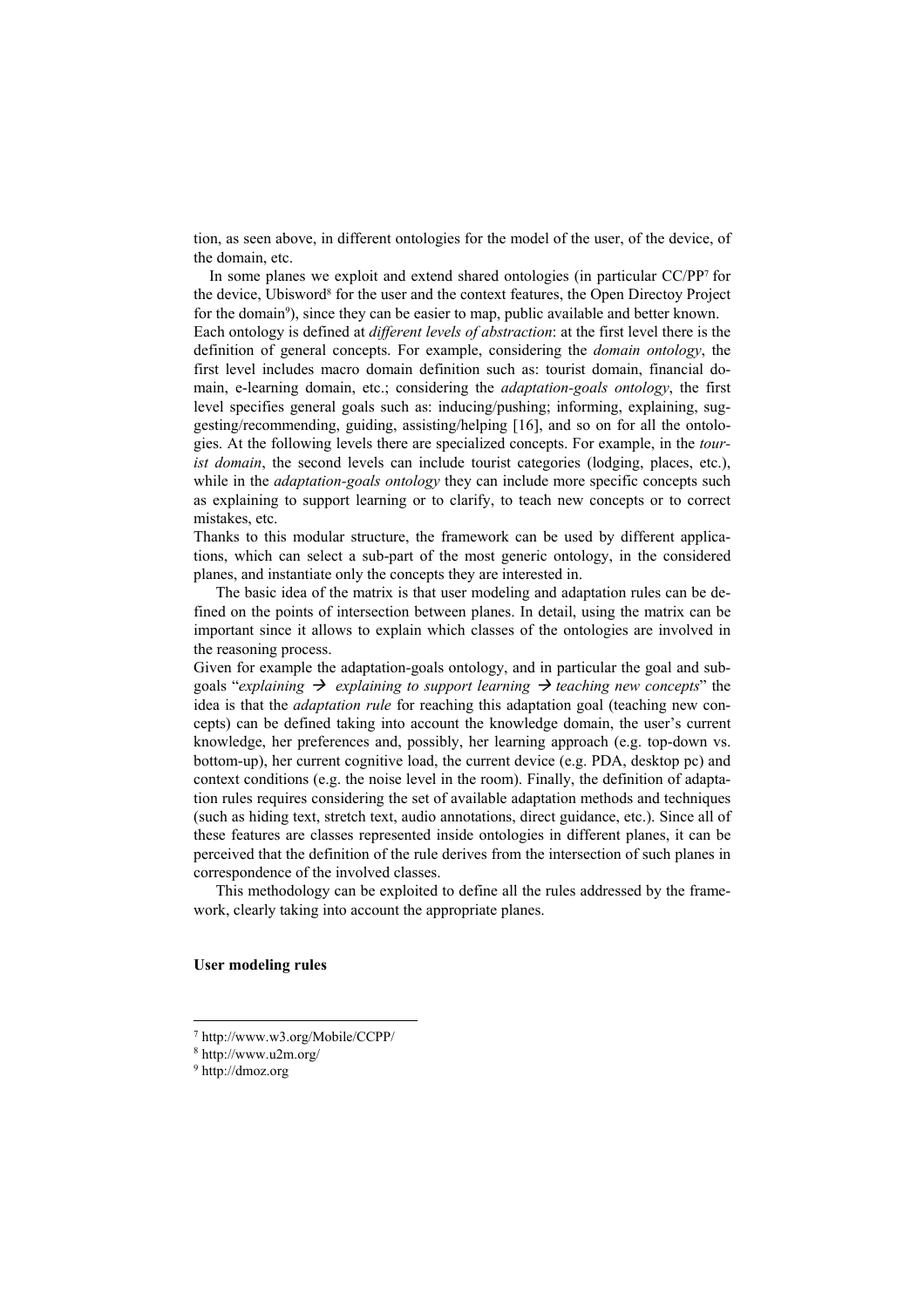tion, as seen above, in different ontologies for the model of the user, of the device, of the domain, etc.

In some planes we exploit and extend shared ontologies (in particular CC/PP[7] for the device, Ubisword[8] for the user and the context features, the Open Directoy Project for the domain[9]), since they can be easier to map, public available and better known.

Each ontology is defined at *different levels of abstraction*: at the first level there is the definition of general concepts. For example, considering the *domain ontology*, the first level includes macro domain definition such as: tourist domain, financial domain, e-learning domain, etc.; considering the *adaptation-goals ontology*, the first level specifies general goals such as: inducing/pushing; informing, explaining, suggesting/recommending, guiding, assisting/helping [16], and so on for all the ontologies. At the following levels there are specialized concepts. For example, in the *tourist domain*, the second levels can include tourist categories (lodging, places, etc.), while in the *adaptation-goals ontology* they can include more specific concepts such as explaining to support learning or to clarify, to teach new concepts or to correct mistakes, etc.

Thanks to this modular structure, the framework can be used by different applications, which can select a sub-part of the most generic ontology, in the considered planes, and instantiate only the concepts they are interested in.

The basic idea of the matrix is that user modeling and adaptation rules can be defined on the points of intersection between planes. In detail, using the matrix can be important since it allows to explain which classes of the ontologies are involved in the reasoning process.

Given for example the adaptation-goals ontology, and in particular the goal and subgoals "*explaining* → *explaining to support learning* → *teaching new concepts*" the idea is that the *adaptation rule* for reaching this adaptation goal (teaching new concepts) can be defined taking into account the knowledge domain, the user's current knowledge, her preferences and, possibly, her learning approach (e.g. top-down vs. bottom-up), her current cognitive load, the current device (e.g. PDA, desktop pc) and context conditions (e.g. the noise level in the room). Finally, the definition of adaptation rules requires considering the set of available adaptation methods and techniques (such as hiding text, stretch text, audio annotations, direct guidance, etc.). Since all of these features are classes represented inside ontologies in different planes, it can be perceived that the definition of the rule derives from the intersection of such planes in correspondence of the involved classes.

This methodology can be exploited to define all the rules addressed by the framework, clearly taking into account the appropriate planes.

**User modeling rules**

---

[7] http://www.w3.org/Mobile/CCPP/

[8] http://www.u2m.org/

[9] http://dmoz.org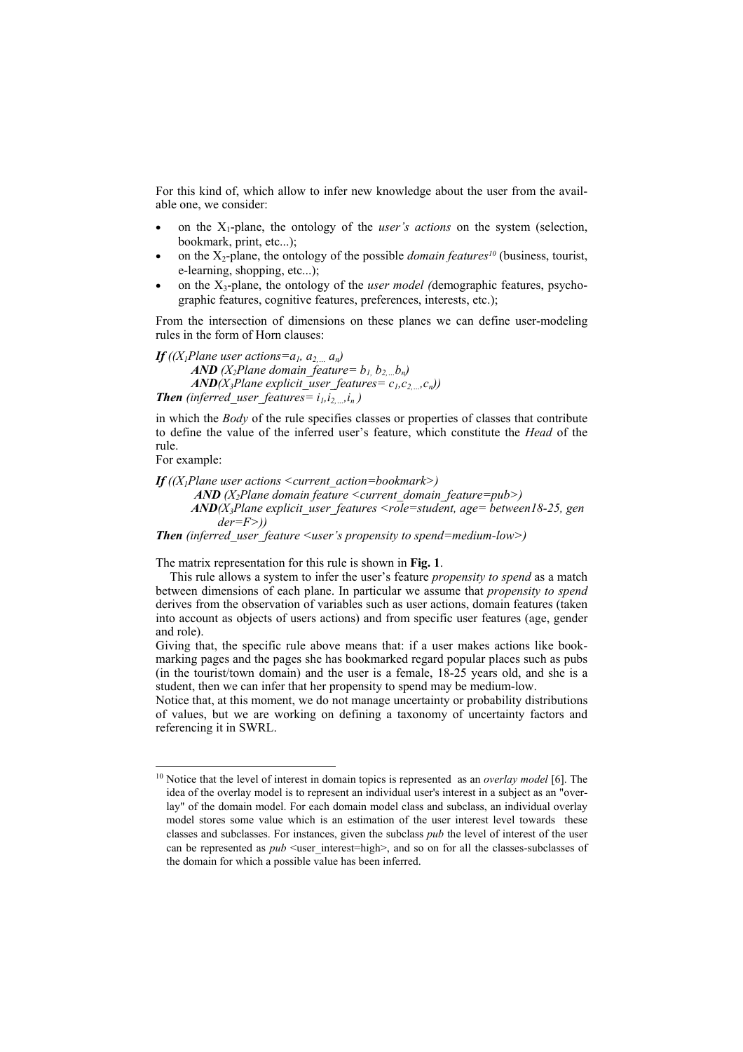For this kind of, which allow to infer new knowledge about the user from the available one, we consider:

- on the $X_1$-plane, the ontology of the *user's actions* on the system (selection, bookmark, print, etc...);
- on the $X_2$-plane, the ontology of the possible *domain features*[10] (business, tourist, e-learning, shopping, etc...);
- on the $X_3$-plane, the ontology of the *user model (*demographic features, psychographic features, cognitive features, preferences, interests, etc.);

From the intersection of dimensions on these planes we can define user-modeling rules in the form of Horn clauses:

***If** ((X₁Plane user actions=$a_1$, $a_{2,...}$ $a_n$)*
*&nbsp;&nbsp;&nbsp;&nbsp;&nbsp;&nbsp;&nbsp;&nbsp;**AND** ($X_2$Plane domain_feature= $b_1$, $b_{2,...}b_n$)*
*&nbsp;&nbsp;&nbsp;&nbsp;&nbsp;&nbsp;&nbsp;&nbsp;**AND**($X_3$Plane explicit_user_features= $c_1$,$c_{2,...}$,$c_n$))*
***Then** (inferred_user_features= $i_1$,$i_{2,...}$,$i_n$ )*

in which the *Body* of the rule specifies classes or properties of classes that contribute to define the value of the inferred user's feature, which constitute the *Head* of the rule.
For example:

***If** (($X_1$Plane user actions <current_action=bookmark>)*
*&nbsp;&nbsp;&nbsp;&nbsp;&nbsp;&nbsp;&nbsp;&nbsp;**AND** ($X_2$Plane domain feature <current_domain_feature=pub>)*
*&nbsp;&nbsp;&nbsp;&nbsp;&nbsp;&nbsp;&nbsp;&nbsp;**AND**($X_3$Plane explicit_user_features <role=student, age= between18-25, gender=F>))*
***Then** (inferred_user_feature <user's propensity to spend=medium-low>)*

The matrix representation for this rule is shown in **Fig. 1**.

This rule allows a system to infer the user's feature *propensity to spend* as a match between dimensions of each plane. In particular we assume that *propensity to spend* derives from the observation of variables such as user actions, domain features (taken into account as objects of users actions) and from specific user features (age, gender and role).
Giving that, the specific rule above means that: if a user makes actions like bookmarking pages and the pages she has bookmarked regard popular places such as pubs (in the tourist/town domain) and the user is a female, 18-25 years old, and she is a student, then we can infer that her propensity to spend may be medium-low.
Notice that, at this moment, we do not manage uncertainty or probability distributions of values, but we are working on defining a taxonomy of uncertainty factors and referencing it in SWRL.

[10] Notice that the level of interest in domain topics is represented as an *overlay model* [6]. The idea of the overlay model is to represent an individual user's interest in a subject as an "overlay" of the domain model. For each domain model class and subclass, an individual overlay model stores some value which is an estimation of the user interest level towards these classes and subclasses. For instances, given the subclass *pub* the level of interest of the user can be represented as *pub* <user_interest=high>, and so on for all the classes-subclasses of the domain for which a possible value has been inferred.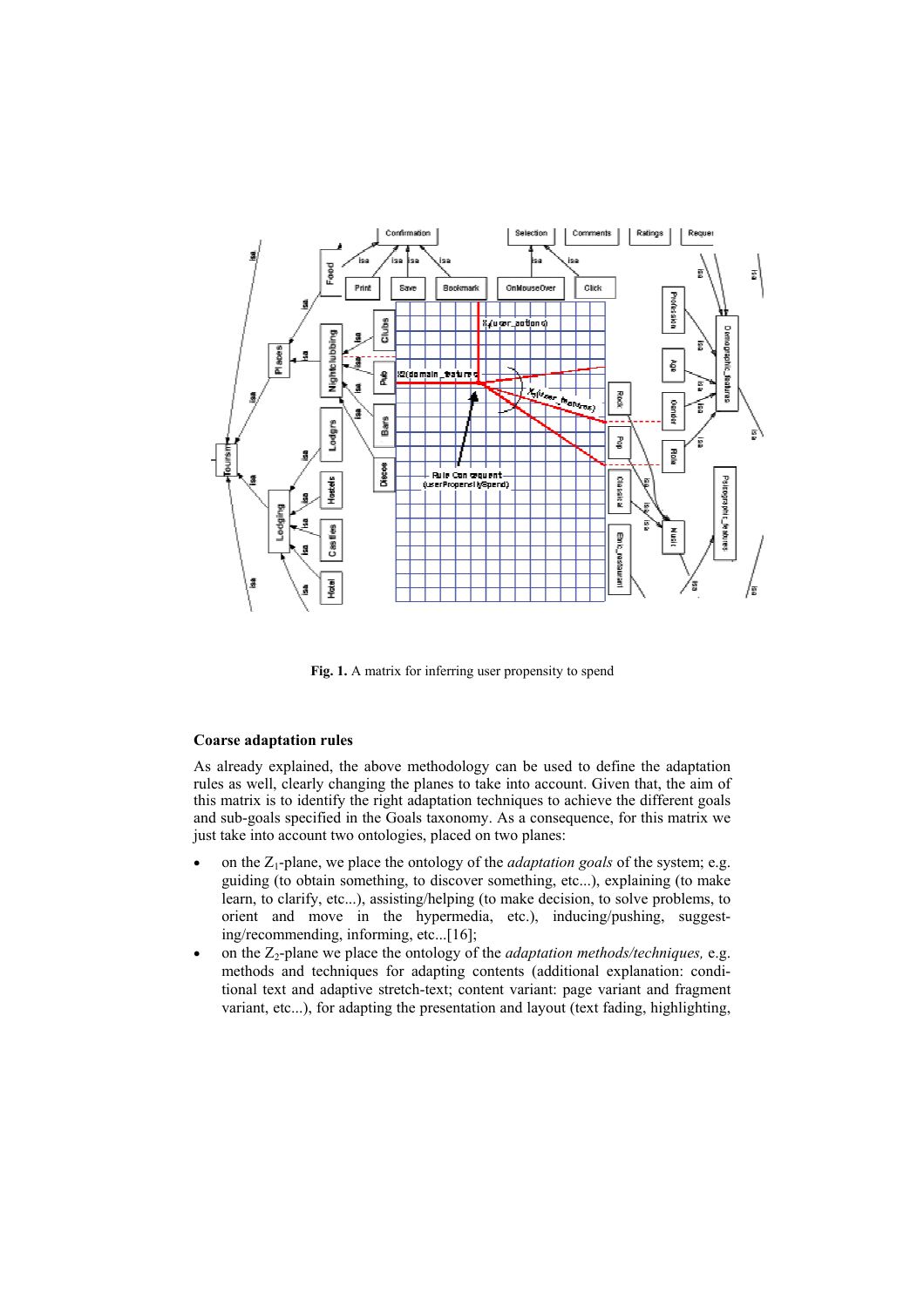**Fig. 1.** A matrix for inferring user propensity to spend

### Coarse adaptation rules

As already explained, the above methodology can be used to define the adaptation rules as well, clearly changing the planes to take into account. Given that, the aim of this matrix is to identify the right adaptation techniques to achieve the different goals and sub-goals specified in the Goals taxonomy. As a consequence, for this matrix we just take into account two ontologies, placed on two planes:

- on the $Z_1$-plane, we place the ontology of the *adaptation goals* of the system; e.g. guiding (to obtain something, to discover something, etc...), explaining (to make learn, to clarify, etc...), assisting/helping (to make decision, to solve problems, to orient and move in the hypermedia, etc.), inducing/pushing, suggesting/recommending, informing, etc...[16];
- on the $Z_2$-plane we place the ontology of the *adaptation methods/techniques,* e.g. methods and techniques for adapting contents (additional explanation: conditional text and adaptive stretch-text; content variant: page variant and fragment variant, etc...), for adapting the presentation and layout (text fading, highlighting,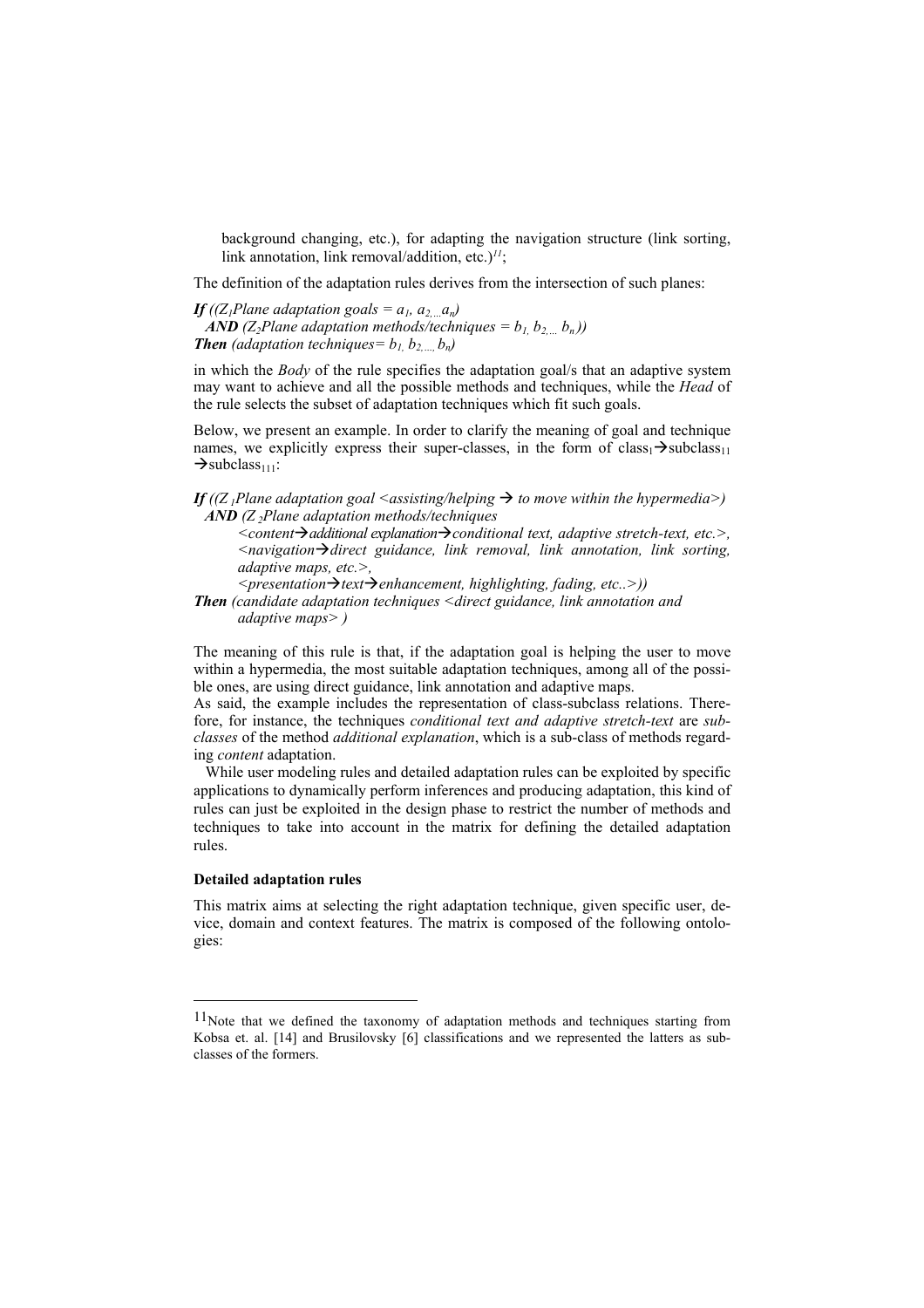background changing, etc.), for adapting the navigation structure (link sorting, link annotation, link removal/addition, etc.)[11];

The definition of the adaptation rules derives from the intersection of such planes:

***If*** *(($Z_1$Plane adaptation goals = $a_1, a_2, \dots a_n$)*
***AND*** *($Z_2$Plane adaptation methods/techniques = $b_1, b_2, \dots b_n$))*
***Then*** *(adaptation techniques= $b_1, b_2, \dots, b_n$)*

in which the *Body* of the rule specifies the adaptation goal/s that an adaptive system may want to achieve and all the possible methods and techniques, while the *Head* of the rule selects the subset of adaptation techniques which fit such goals.

Below, we present an example. In order to clarify the meaning of goal and technique names, we explicitly express their super-classes, in the form of $\text{class}_1 \rightarrow \text{subclass}_{11} \rightarrow \text{subclass}_{111}$:

***If*** *(($Z_1$Plane adaptation goal <assisting/helping → to move within the hypermedia>)*
***AND*** *($Z_2$Plane adaptation methods/techniques*
*<content→additional explanation→conditional text, adaptive stretch-text, etc.>,*
*<navigation→direct guidance, link removal, link annotation, link sorting, adaptive maps, etc.>,*
*<presentation→text→enhancement, highlighting, fading, etc..>))*
***Then*** *(candidate adaptation techniques <direct guidance, link annotation and adaptive maps> )*

The meaning of this rule is that, if the adaptation goal is helping the user to move within a hypermedia, the most suitable adaptation techniques, among all of the possible ones, are using direct guidance, link annotation and adaptive maps.
As said, the example includes the representation of class-subclass relations. Therefore, for instance, the techniques *conditional text and adaptive stretch-text* are *subclasses* of the method *additional explanation*, which is a sub-class of methods regarding *content* adaptation.
While user modeling rules and detailed adaptation rules can be exploited by specific applications to dynamically perform inferences and producing adaptation, this kind of rules can just be exploited in the design phase to restrict the number of methods and techniques to take into account in the matrix for defining the detailed adaptation rules.

**Detailed adaptation rules**

This matrix aims at selecting the right adaptation technique, given specific user, device, domain and context features. The matrix is composed of the following ontologies:

---

[11] Note that we defined the taxonomy of adaptation methods and techniques starting from Kobsa et. al. [14] and Brusilovsky [6] classifications and we represented the latters as subclasses of the formers.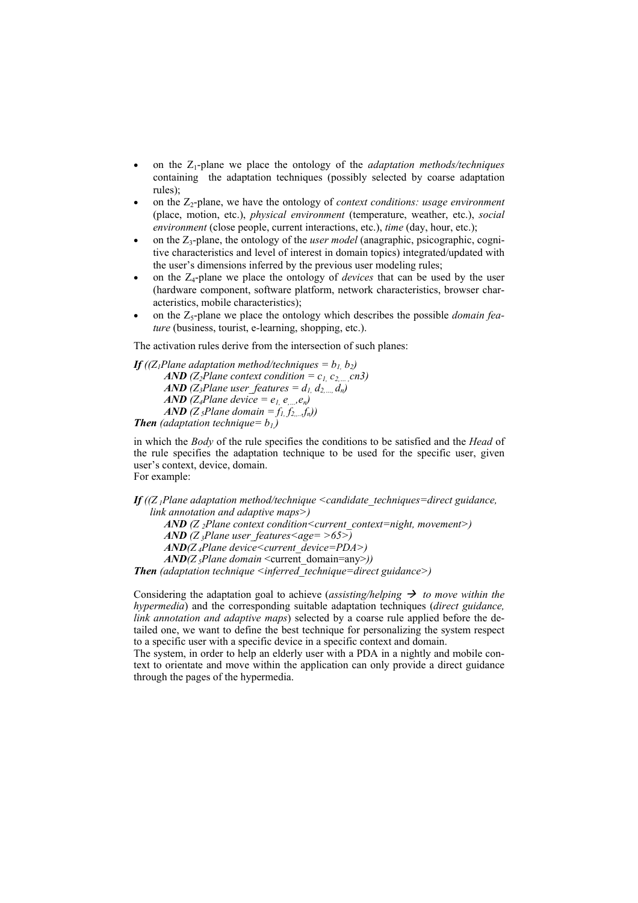- on the $Z_1$-plane we place the ontology of the *adaptation methods/techniques* containing the adaptation techniques (possibly selected by coarse adaptation rules);
- on the $Z_2$-plane, we have the ontology of *context conditions: usage environment* (place, motion, etc.), *physical environment* (temperature, weather, etc.), *social environment* (close people, current interactions, etc.), *time* (day, hour, etc.);
- on the $Z_3$-plane, the ontology of the *user model* (anagraphic, psicographic, cognitive characteristics and level of interest in domain topics) integrated/updated with the user's dimensions inferred by the previous user modeling rules;
- on the $Z_4$-plane we place the ontology of *devices* that can be used by the user (hardware component, software platform, network characteristics, browser characteristics, mobile characteristics);
- on the $Z_5$-plane we place the ontology which describes the possible *domain feature* (business, tourist, e-learning, shopping, etc.).

The activation rules derive from the intersection of such planes:

***If*** *(($Z_1$Plane adaptation method/techniques = $b_1$, $b_2$)*
  ***AND*** *($Z_2$Plane context condition = $c_1$, $c_2$,..., cn3)*
  ***AND*** *($Z_3$Plane user_features = $d_1$, $d_2$,..., $d_n$)*
  ***AND*** *($Z_4$Plane device = $e_1$, $e$,...,$e_n$)*
  ***AND*** *($Z_5$Plane domain = $f_1$, $f_2$,...,$f_n$))*
***Then*** *(adaptation technique= $b_1$)*

in which the *Body* of the rule specifies the conditions to be satisfied and the *Head* of the rule specifies the adaptation technique to be used for the specific user, given user's context, device, domain.
For example:

***If*** *(($Z_1$Plane adaptation method/technique <candidate_techniques=direct guidance, link annotation and adaptive maps>)*
  ***AND*** *($Z_2$Plane context condition<current_context=night, movement>)*
  ***AND*** *($Z_3$Plane user_features<age= >65>)*
  ***AND****($Z_4$Plane device<current_device=PDA>)*
  ***AND****($Z_5$Plane domain* <current_domain=any>*))*
***Then*** *(adaptation technique <inferred_technique=direct guidance>)*

Considering the adaptation goal to achieve (*assisting/helping → to move within the hypermedia*) and the corresponding suitable adaptation techniques (*direct guidance, link annotation and adaptive maps*) selected by a coarse rule applied before the detailed one, we want to define the best technique for personalizing the system respect to a specific user with a specific device in a specific context and domain.
The system, in order to help an elderly user with a PDA in a nightly and mobile context to orientate and move within the application can only provide a direct guidance through the pages of the hypermedia.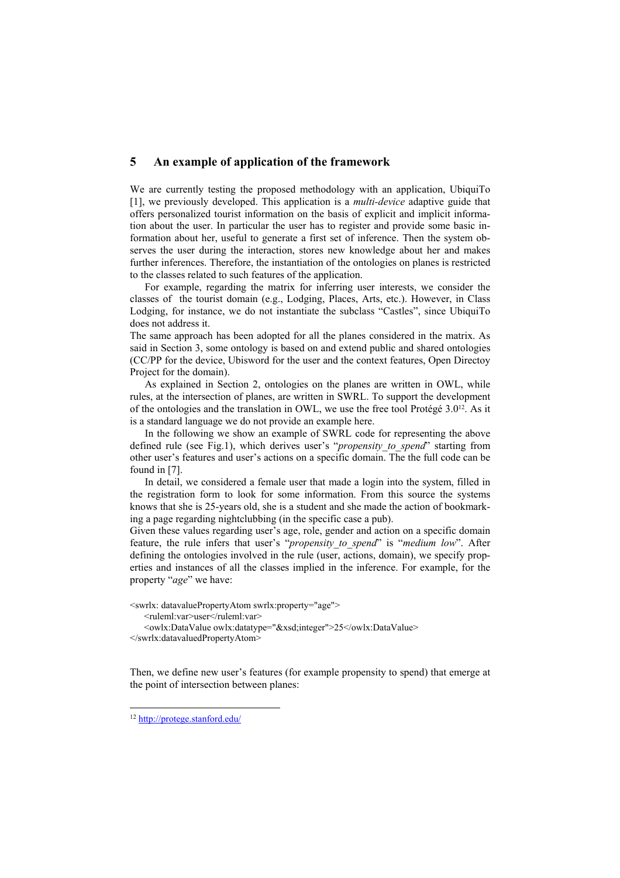## 5 An example of application of the framework

We are currently testing the proposed methodology with an application, UbiquiTo [1], we previously developed. This application is a *multi-device* adaptive guide that offers personalized tourist information on the basis of explicit and implicit information about the user. In particular the user has to register and provide some basic information about her, useful to generate a first set of inference. Then the system observes the user during the interaction, stores new knowledge about her and makes further inferences. Therefore, the instantiation of the ontologies on planes is restricted to the classes related to such features of the application.

For example, regarding the matrix for inferring user interests, we consider the classes of the tourist domain (e.g., Lodging, Places, Arts, etc.). However, in Class Lodging, for instance, we do not instantiate the subclass "Castles", since UbiquiTo does not address it.

The same approach has been adopted for all the planes considered in the matrix. As said in Section 3, some ontology is based on and extend public and shared ontologies (CC/PP for the device, Ubisword for the user and the context features, Open Directoy Project for the domain).

As explained in Section 2, ontologies on the planes are written in OWL, while rules, at the intersection of planes, are written in SWRL. To support the development of the ontologies and the translation in OWL, we use the free tool Protégé 3.0[12]. As it is a standard language we do not provide an example here.

In the following we show an example of SWRL code for representing the above defined rule (see Fig.1), which derives user's "*propensity_to_spend*" starting from other user's features and user's actions on a specific domain. The the full code can be found in [7].

In detail, we considered a female user that made a login into the system, filled in the registration form to look for some information. From this source the systems knows that she is 25-years old, she is a student and she made the action of bookmarking a page regarding nightclubbing (in the specific case a pub).

Given these values regarding user's age, role, gender and action on a specific domain feature, the rule infers that user's "*propensity_to_spend*" is "*medium low*". After defining the ontologies involved in the rule (user, actions, domain), we specify properties and instances of all the classes implied in the inference. For example, for the property "*age*" we have:

```
<swrlx: datavaluePropertyAtom swrlx:property="age">
    <ruleml:var>user</ruleml:var>
    <owlx:DataValue owlx:datatype="&xsd;integer">25</owlx:DataValue>
</swrlx:datavaluedPropertyAtom>
```

Then, we define new user's features (for example propensity to spend) that emerge at the point of intersection between planes:

[12] http://protege.stanford.edu/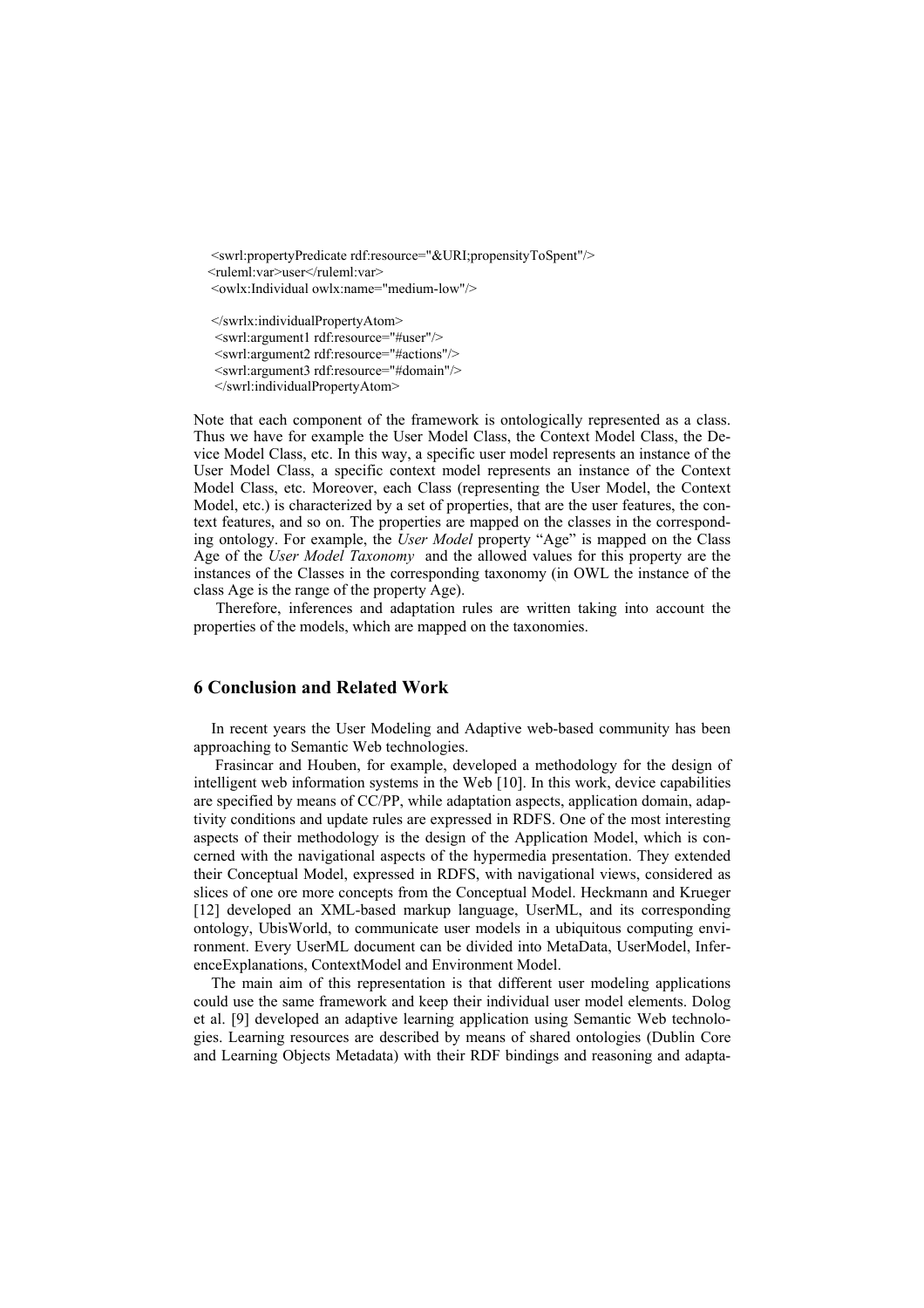```
<swrl:propertyPredicate rdf:resource="&URI;propensityToSpent"/>
<ruleml:var>user</ruleml:var>
<owlx:Individual owlx:name="medium-low"/>

</swrlx:individualPropertyAtom>
 <swrl:argument1 rdf:resource="#user"/>
 <swrl:argument2 rdf:resource="#actions"/>
 <swrl:argument3 rdf:resource="#domain"/>
 </swrl:individualPropertyAtom>
```

Note that each component of the framework is ontologically represented as a class. Thus we have for example the User Model Class, the Context Model Class, the Device Model Class, etc. In this way, a specific user model represents an instance of the User Model Class, a specific context model represents an instance of the Context Model Class, etc. Moreover, each Class (representing the User Model, the Context Model, etc.) is characterized by a set of properties, that are the user features, the context features, and so on. The properties are mapped on the classes in the corresponding ontology. For example, the *User Model* property "Age" is mapped on the Class Age of the *User Model Taxonomy* and the allowed values for this property are the instances of the Classes in the corresponding taxonomy (in OWL the instance of the class Age is the range of the property Age).

Therefore, inferences and adaptation rules are written taking into account the properties of the models, which are mapped on the taxonomies.

## 6 Conclusion and Related Work

In recent years the User Modeling and Adaptive web-based community has been approaching to Semantic Web technologies.

Frasincar and Houben, for example, developed a methodology for the design of intelligent web information systems in the Web [10]. In this work, device capabilities are specified by means of CC/PP, while adaptation aspects, application domain, adaptivity conditions and update rules are expressed in RDFS. One of the most interesting aspects of their methodology is the design of the Application Model, which is concerned with the navigational aspects of the hypermedia presentation. They extended their Conceptual Model, expressed in RDFS, with navigational views, considered as slices of one ore more concepts from the Conceptual Model. Heckmann and Krueger [12] developed an XML-based markup language, UserML, and its corresponding ontology, UbisWorld, to communicate user models in a ubiquitous computing environment. Every UserML document can be divided into MetaData, UserModel, InferenceExplanations, ContextModel and Environment Model.

The main aim of this representation is that different user modeling applications could use the same framework and keep their individual user model elements. Dolog et al. [9] developed an adaptive learning application using Semantic Web technologies. Learning resources are described by means of shared ontologies (Dublin Core and Learning Objects Metadata) with their RDF bindings and reasoning and adapta-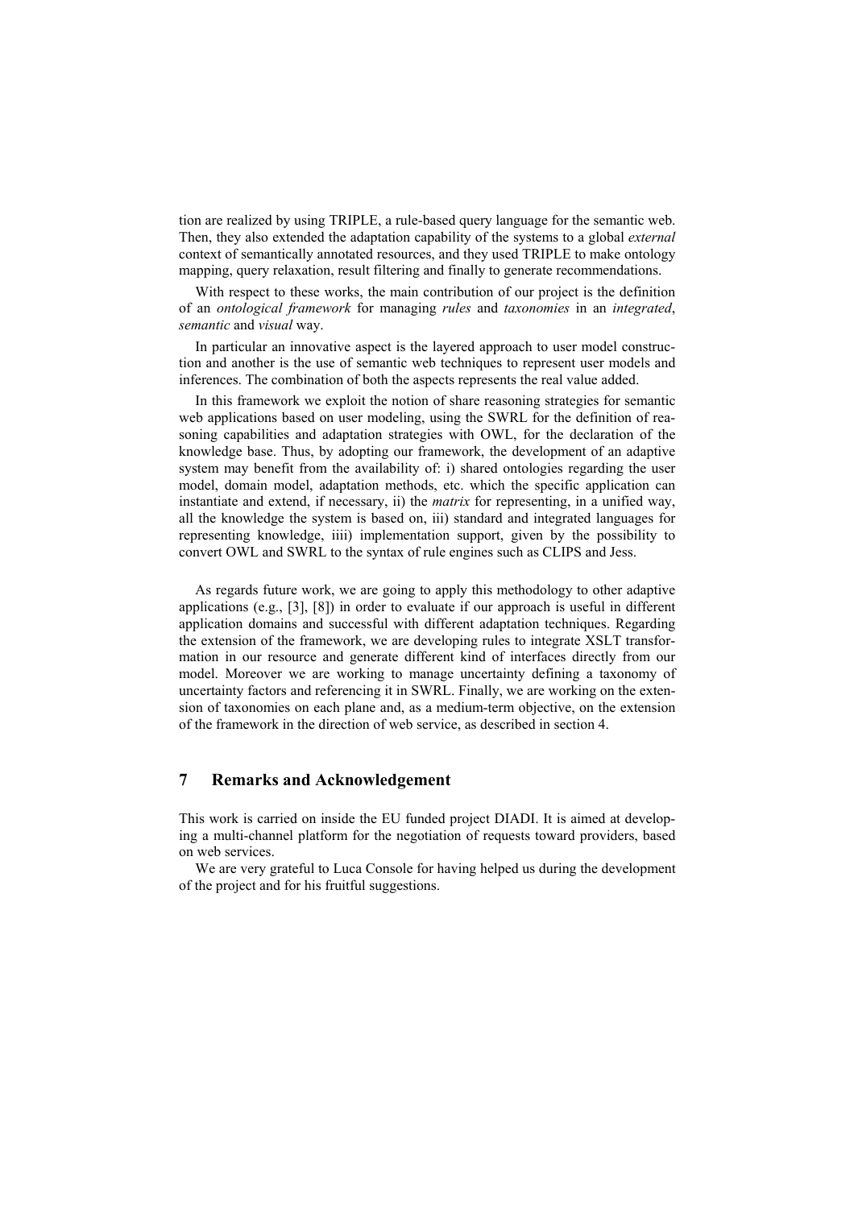tion are realized by using TRIPLE, a rule-based query language for the semantic web. Then, they also extended the adaptation capability of the systems to a global *external* context of semantically annotated resources, and they used TRIPLE to make ontology mapping, query relaxation, result filtering and finally to generate recommendations.

With respect to these works, the main contribution of our project is the definition of an *ontological framework* for managing *rules* and *taxonomies* in an *integrated*, *semantic* and *visual* way.

In particular an innovative aspect is the layered approach to user model construction and another is the use of semantic web techniques to represent user models and inferences. The combination of both the aspects represents the real value added.

In this framework we exploit the notion of share reasoning strategies for semantic web applications based on user modeling, using the SWRL for the definition of reasoning capabilities and adaptation strategies with OWL, for the declaration of the knowledge base. Thus, by adopting our framework, the development of an adaptive system may benefit from the availability of: i) shared ontologies regarding the user model, domain model, adaptation methods, etc. which the specific application can instantiate and extend, if necessary, ii) the *matrix* for representing, in a unified way, all the knowledge the system is based on, iii) standard and integrated languages for representing knowledge, iiii) implementation support, given by the possibility to convert OWL and SWRL to the syntax of rule engines such as CLIPS and Jess.

As regards future work, we are going to apply this methodology to other adaptive applications (e.g., [3], [8]) in order to evaluate if our approach is useful in different application domains and successful with different adaptation techniques. Regarding the extension of the framework, we are developing rules to integrate XSLT transformation in our resource and generate different kind of interfaces directly from our model. Moreover we are working to manage uncertainty defining a taxonomy of uncertainty factors and referencing it in SWRL. Finally, we are working on the extension of taxonomies on each plane and, as a medium-term objective, on the extension of the framework in the direction of web service, as described in section 4.

## 7 Remarks and Acknowledgement

This work is carried on inside the EU funded project DIADI. It is aimed at developing a multi-channel platform for the negotiation of requests toward providers, based on web services.

We are very grateful to Luca Console for having helped us during the development of the project and for his fruitful suggestions.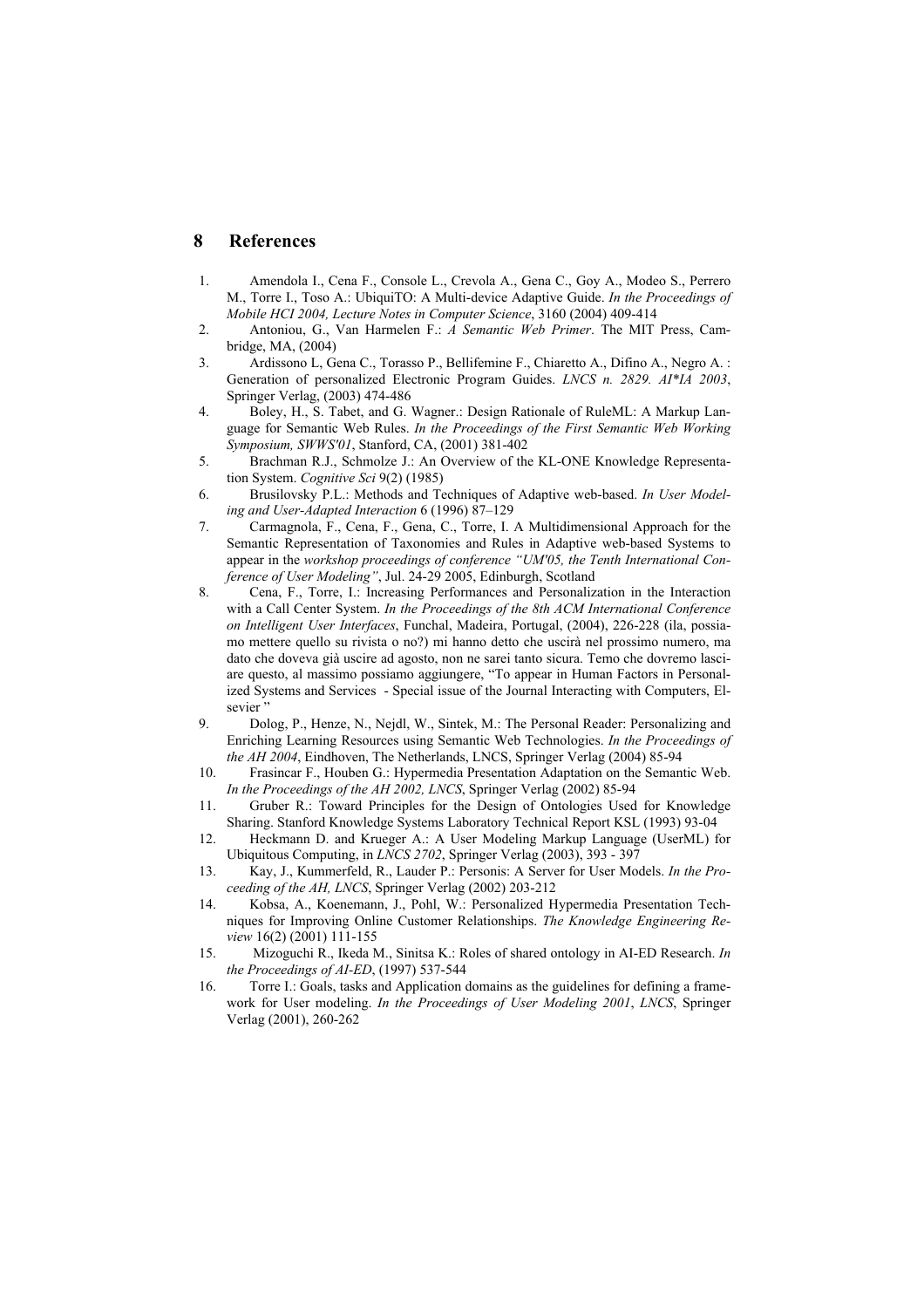## 8 References

1. Amendola I., Cena F., Console L., Crevola A., Gena C., Goy A., Modeo S., Perrero M., Torre I., Toso A.: UbiquiTO: A Multi-device Adaptive Guide. *In the Proceedings of Mobile HCI 2004, Lecture Notes in Computer Science*, 3160 (2004) 409-414
2. Antoniou, G., Van Harmelen F.: *A Semantic Web Primer*. The MIT Press, Cambridge, MA, (2004)
3. Ardissono L, Gena C., Torasso P., Bellifemine F., Chiaretto A., Difino A., Negro A. : Generation of personalized Electronic Program Guides. *LNCS n. 2829. AI\*IA 2003*, Springer Verlag, (2003) 474-486
4. Boley, H., S. Tabet, and G. Wagner.: Design Rationale of RuleML: A Markup Language for Semantic Web Rules. *In the Proceedings of the First Semantic Web Working Symposium, SWWS'01*, Stanford, CA, (2001) 381-402
5. Brachman R.J., Schmolze J.: An Overview of the KL-ONE Knowledge Representation System. *Cognitive Sci* 9(2) (1985)
6. Brusilovsky P.L.: Methods and Techniques of Adaptive web-based. *In User Modeling and User-Adapted Interaction* 6 (1996) 87–129
7. Carmagnola, F., Cena, F., Gena, C., Torre, I. A Multidimensional Approach for the Semantic Representation of Taxonomies and Rules in Adaptive web-based Systems to appear in the *workshop proceedings of conference "UM'05, the Tenth International Conference of User Modeling"*, Jul. 24-29 2005, Edinburgh, Scotland
8. Cena, F., Torre, I.: Increasing Performances and Personalization in the Interaction with a Call Center System. *In the Proceedings of the 8th ACM International Conference on Intelligent User Interfaces*, Funchal, Madeira, Portugal, (2004), 226-228 (ila, possiamo mettere quello su rivista o no?) mi hanno detto che uscirà nel prossimo numero, ma dato che doveva già uscire ad agosto, non ne sarei tanto sicura. Temo che dovremo lasciare questo, al massimo possiamo aggiungere, "To appear in Human Factors in Personalized Systems and Services - Special issue of the Journal Interacting with Computers, Elsevier "
9. Dolog, P., Henze, N., Nejdl, W., Sintek, M.: The Personal Reader: Personalizing and Enriching Learning Resources using Semantic Web Technologies. *In the Proceedings of the AH 2004*, Eindhoven, The Netherlands, LNCS, Springer Verlag (2004) 85-94
10. Frasincar F., Houben G.: Hypermedia Presentation Adaptation on the Semantic Web. *In the Proceedings of the AH 2002, LNCS*, Springer Verlag (2002) 85-94
11. Gruber R.: Toward Principles for the Design of Ontologies Used for Knowledge Sharing. Stanford Knowledge Systems Laboratory Technical Report KSL (1993) 93-04
12. Heckmann D. and Krueger A.: A User Modeling Markup Language (UserML) for Ubiquitous Computing, in *LNCS 2702*, Springer Verlag (2003), 393 - 397
13. Kay, J., Kummerfeld, R., Lauder P.: Personis: A Server for User Models. *In the Proceeding of the AH, LNCS*, Springer Verlag (2002) 203-212
14. Kobsa, A., Koenemann, J., Pohl, W.: Personalized Hypermedia Presentation Techniques for Improving Online Customer Relationships. *The Knowledge Engineering Review* 16(2) (2001) 111-155
15. Mizoguchi R., Ikeda M., Sinitsa K.: Roles of shared ontology in AI-ED Research. *In the Proceedings of AI-ED*, (1997) 537-544
16. Torre I.: Goals, tasks and Application domains as the guidelines for defining a framework for User modeling. *In the Proceedings of User Modeling 2001*, *LNCS*, Springer Verlag (2001), 260-262